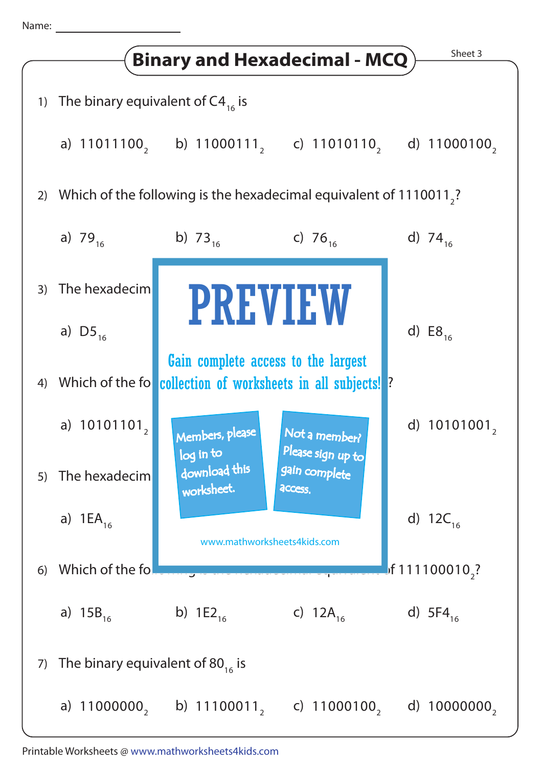Name: ____________________

# Binary and Hexadecimal - MCQ

Sheet 3

1) The binary equivalent of $C4_{16}$ is

a) $11011100_2$ b) $11000111_2$ c) $11010110_2$ d) $11000100_2$

2) Which of the following is the hexadecimal equivalent of $1110011_2$?

a) $79_{16}$ b) $73_{16}$ c) $76_{16}$ d) $74_{16}$

3) The hexadecim

a) $D5_{16}$ d) $E8_{16}$

PREVIEW

Gain complete access to the largest collection of worksheets in all subjects!

Members, please log in to download this worksheet.

Not a member? Please sign up to gain complete access.

www.mathworksheets4kids.com

4) Which of the fo ?

a) $10101101_2$ d) $10101001_2$

5) The hexadecim

a) $1EA_{16}$ d) $12C_{16}$

6) Which of the fo f $111100010_2$?

a) $15B_{16}$ b) $1E2_{16}$ c) $12A_{16}$ d) $5F4_{16}$

7) The binary equivalent of $80_{16}$ is

a) $11000000_2$ b) $11100011_2$ c) $11000100_2$ d) $10000000_2$

Printable Worksheets @ www.mathworksheets4kids.com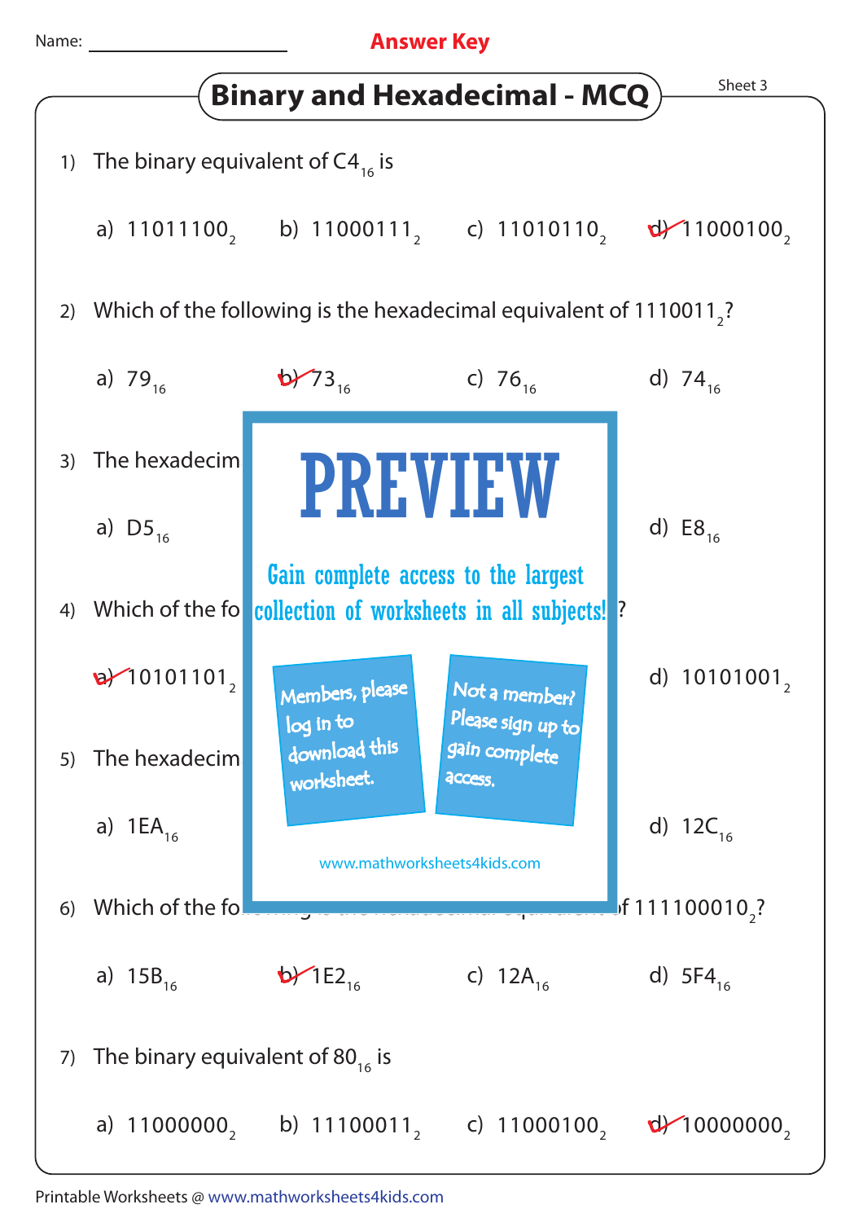Name: ____________________

**Answer Key**

# Binary and Hexadecimal - MCQ

Sheet 3

1) The binary equivalent of $C4_{16}$ is

a) $11011100_2$ b) $11000111_2$ c) $11010110_2$ d) $11000100_2$ ✓

2) Which of the following is the hexadecimal equivalent of $1110011_2$?

a) $79_{16}$ b) $73_{16}$ ✓ c) $76_{16}$ d) $74_{16}$

3) The hexadecim

a) $D5_{16}$ d) $E8_{16}$

4) Which of the fo ?

a) $10101101_2$ ✓ d) $10101001_2$

5) The hexadecim

a) $1EA_{16}$ d) $12C_{16}$

6) Which of the fo f $111100010_2$?

a) $15B_{16}$ b) $1E2_{16}$ ✓ c) $12A_{16}$ d) $5F4_{16}$

7) The binary equivalent of $80_{16}$ is

a) $11000000_2$ b) $11100011_2$ c) $11000100_2$ d) $10000000_2$ ✓

**PREVIEW**

Gain complete access to the largest collection of worksheets in all subjects!

Members, please log in to download this worksheet.

Not a member? Please sign up to gain complete access.

www.mathworksheets4kids.com

Printable Worksheets @ www.mathworksheets4kids.com